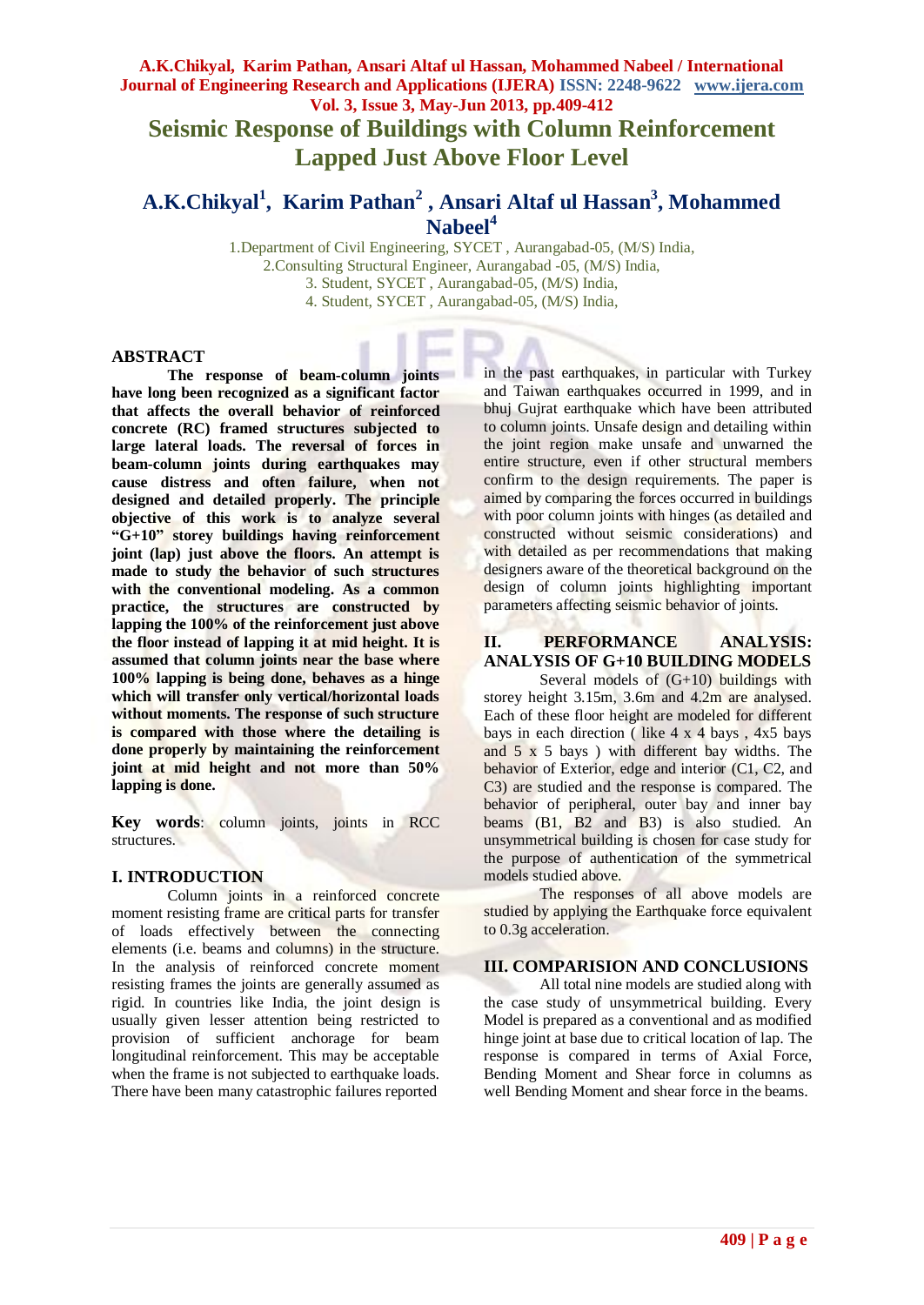# Seismic Response of Buildings with Column Reinforcement Lapped Just Above Floor Level

## A.K.Chikyal[1], Karim Pathan[2], Ansari Altaf ul Hassan[3], Mohammed Nabeel[4]

1.Department of Civil Engineering, SYCET , Aurangabad-05, (M/S) India,
2.Consulting Structural Engineer, Aurangabad -05, (M/S) India,
3. Student, SYCET , Aurangabad-05, (M/S) India,
4. Student, SYCET , Aurangabad-05, (M/S) India,

## ABSTRACT

**The response of beam-column joints have long been recognized as a significant factor that affects the overall behavior of reinforced concrete (RC) framed structures subjected to large lateral loads. The reversal of forces in beam-column joints during earthquakes may cause distress and often failure, when not designed and detailed properly. The principle objective of this work is to analyze several "G+10" storey buildings having reinforcement joint (lap) just above the floors. An attempt is made to study the behavior of such structures with the conventional modeling. As a common practice, the structures are constructed by lapping the 100% of the reinforcement just above the floor instead of lapping it at mid height. It is assumed that column joints near the base where 100% lapping is being done, behaves as a hinge which will transfer only vertical/horizontal loads without moments. The response of such structure is compared with those where the detailing is done properly by maintaining the reinforcement joint at mid height and not more than 50% lapping is done.**

**Key words**: column joints, joints in RCC structures.

## I. INTRODUCTION

Column joints in a reinforced concrete moment resisting frame are critical parts for transfer of loads effectively between the connecting elements (i.e. beams and columns) in the structure. In the analysis of reinforced concrete moment resisting frames the joints are generally assumed as rigid. In countries like India, the joint design is usually given lesser attention being restricted to provision of sufficient anchorage for beam longitudinal reinforcement. This may be acceptable when the frame is not subjected to earthquake loads. There have been many catastrophic failures reported in the past earthquakes, in particular with Turkey and Taiwan earthquakes occurred in 1999, and in bhuj Gujrat earthquake which have been attributed to column joints. Unsafe design and detailing within the joint region make unsafe and unwarned the entire structure, even if other structural members confirm to the design requirements. The paper is aimed by comparing the forces occurred in buildings with poor column joints with hinges (as detailed and constructed without seismic considerations) and with detailed as per recommendations that making designers aware of the theoretical background on the design of column joints highlighting important parameters affecting seismic behavior of joints.

## II. PERFORMANCE ANALYSIS: ANALYSIS OF G+10 BUILDING MODELS

Several models of (G+10) buildings with storey height 3.15m, 3.6m and 4.2m are analysed. Each of these floor height are modeled for different bays in each direction ( like 4 x 4 bays , 4x5 bays and 5 x 5 bays ) with different bay widths. The behavior of Exterior, edge and interior (C1, C2, and C3) are studied and the response is compared. The behavior of peripheral, outer bay and inner bay beams (B1, B2 and B3) is also studied. An unsymmetrical building is chosen for case study for the purpose of authentication of the symmetrical models studied above.

The responses of all above models are studied by applying the Earthquake force equivalent to 0.3g acceleration.

## III. COMPARISION AND CONCLUSIONS

All total nine models are studied along with the case study of unsymmetrical building. Every Model is prepared as a conventional and as modified hinge joint at base due to critical location of lap. The response is compared in terms of Axial Force, Bending Moment and Shear force in columns as well Bending Moment and shear force in the beams.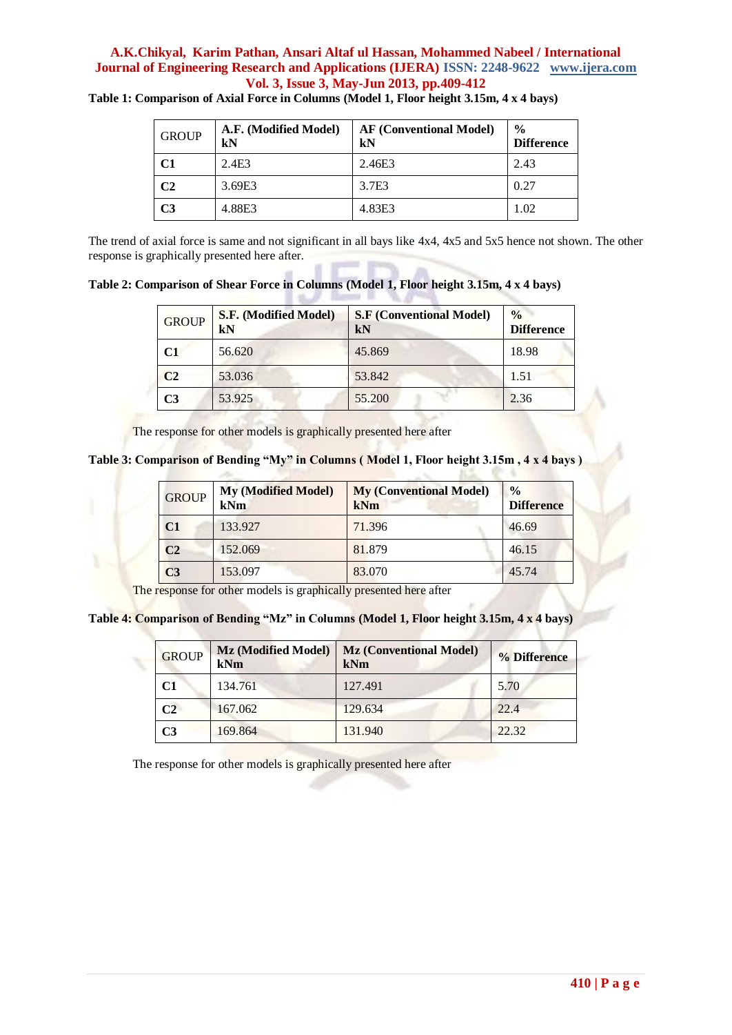**Table 1: Comparison of Axial Force in Columns (Model 1, Floor height 3.15m, 4 x 4 bays)**

| GROUP | A.F. (Modified Model) kN | AF (Conventional Model) kN | % Difference |
|---|---|---|---|
| **C1** | 2.4E3 | 2.46E3 | 2.43 |
| **C2** | 3.69E3 | 3.7E3 | 0.27 |
| **C3** | 4.88E3 | 4.83E3 | 1.02 |

The trend of axial force is same and not significant in all bays like 4x4, 4x5 and 5x5 hence not shown. The other response is graphically presented here after.

**Table 2: Comparison of Shear Force in Columns (Model 1, Floor height 3.15m, 4 x 4 bays)**

| GROUP | S.F. (Modified Model) kN | S.F (Conventional Model) kN | % Difference |
|---|---|---|---|
| **C1** | 56.620 | 45.869 | 18.98 |
| **C2** | 53.036 | 53.842 | 1.51 |
| **C3** | 53.925 | 55.200 | 2.36 |

The response for other models is graphically presented here after

**Table 3: Comparison of Bending "My" in Columns ( Model 1, Floor height 3.15m , 4 x 4 bays )**

| GROUP | My (Modified Model) kNm | My (Conventional Model) kNm | % Difference |
|---|---|---|---|
| **C1** | 133.927 | 71.396 | 46.69 |
| **C2** | 152.069 | 81.879 | 46.15 |
| **C3** | 153.097 | 83.070 | 45.74 |

The response for other models is graphically presented here after

**Table 4: Comparison of Bending "Mz" in Columns (Model 1, Floor height 3.15m, 4 x 4 bays)**

| GROUP | Mz (Modified Model) kNm | Mz (Conventional Model) kNm | % Difference |
|---|---|---|---|
| **C1** | 134.761 | 127.491 | 5.70 |
| **C2** | 167.062 | 129.634 | 22.4 |
| **C3** | 169.864 | 131.940 | 22.32 |

The response for other models is graphically presented here after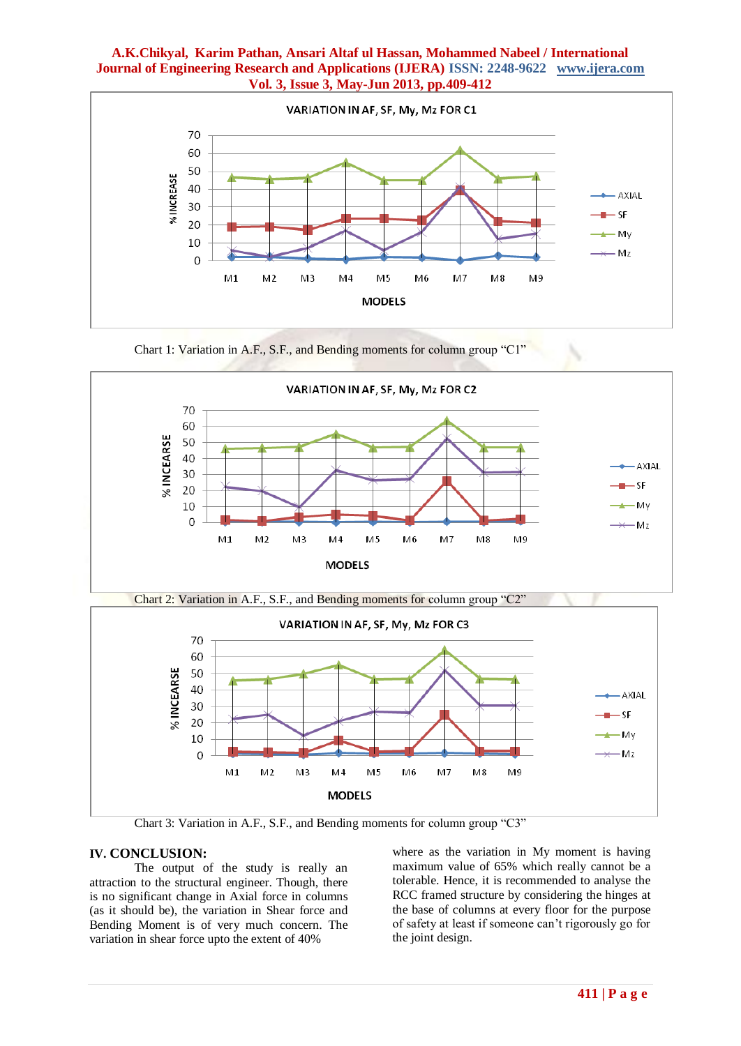Chart 1: Variation in A.F., S.F., and Bending moments for column group “C1”

Chart 2: Variation in A.F., S.F., and Bending moments for column group “C2”

Chart 3: Variation in A.F., S.F., and Bending moments for column group “C3”

## IV. CONCLUSION:

The output of the study is really an attraction to the structural engineer. Though, there is no significant change in Axial force in columns (as it should be), the variation in Shear force and Bending Moment is of very much concern. The variation in shear force upto the extent of 40% where as the variation in My moment is having maximum value of 65% which really cannot be a tolerable. Hence, it is recommended to analyse the RCC framed structure by considering the hinges at the base of columns at every floor for the purpose of safety at least if someone can't rigorously go for the joint design.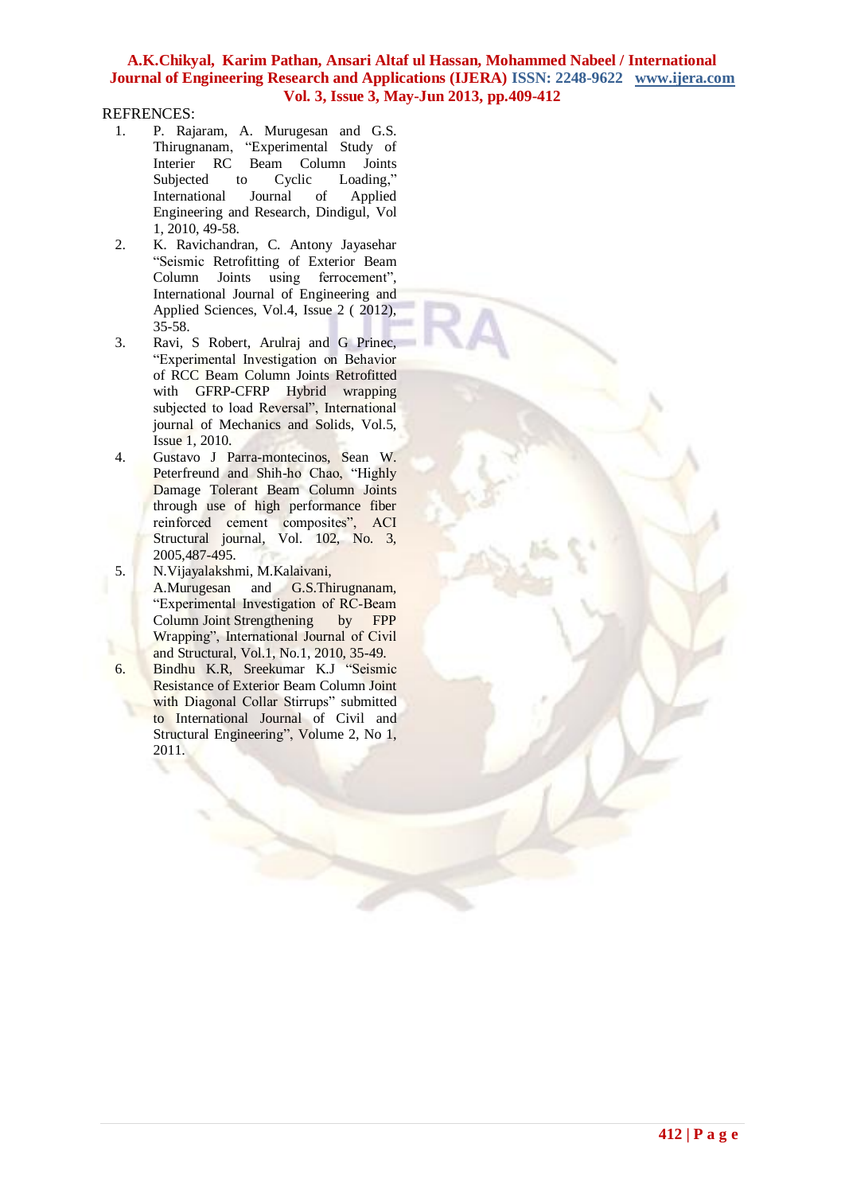## REFRENCES:

1. P. Rajaram, A. Murugesan and G.S. Thirugnanam, "Experimental Study of Interier RC Beam Column Joints Subjected to Cyclic Loading," International Journal of Applied Engineering and Research, Dindigul, Vol 1, 2010, 49-58.
2. K. Ravichandran, C. Antony Jayasehar "Seismic Retrofitting of Exterior Beam Column Joints using ferrocement", International Journal of Engineering and Applied Sciences, Vol.4, Issue 2 ( 2012), 35-58.
3. Ravi, S Robert, Arulraj and G Prinec, "Experimental Investigation on Behavior of RCC Beam Column Joints Retrofitted with GFRP-CFRP Hybrid wrapping subjected to load Reversal", International journal of Mechanics and Solids, Vol.5, Issue 1, 2010.
4. Gustavo J Parra-montecinos, Sean W. Peterfreund and Shih-ho Chao, "Highly Damage Tolerant Beam Column Joints through use of high performance fiber reinforced cement composites", ACI Structural journal, Vol. 102, No. 3, 2005,487-495.
5. N.Vijayalakshmi, M.Kalaivani, A.Murugesan and G.S.Thirugnanam, "Experimental Investigation of RC-Beam Column Joint Strengthening by FPP Wrapping", International Journal of Civil and Structural, Vol.1, No.1, 2010, 35-49.
6. Bindhu K.R, Sreekumar K.J "Seismic Resistance of Exterior Beam Column Joint with Diagonal Collar Stirrups" submitted to International Journal of Civil and Structural Engineering", Volume 2, No 1, 2011.